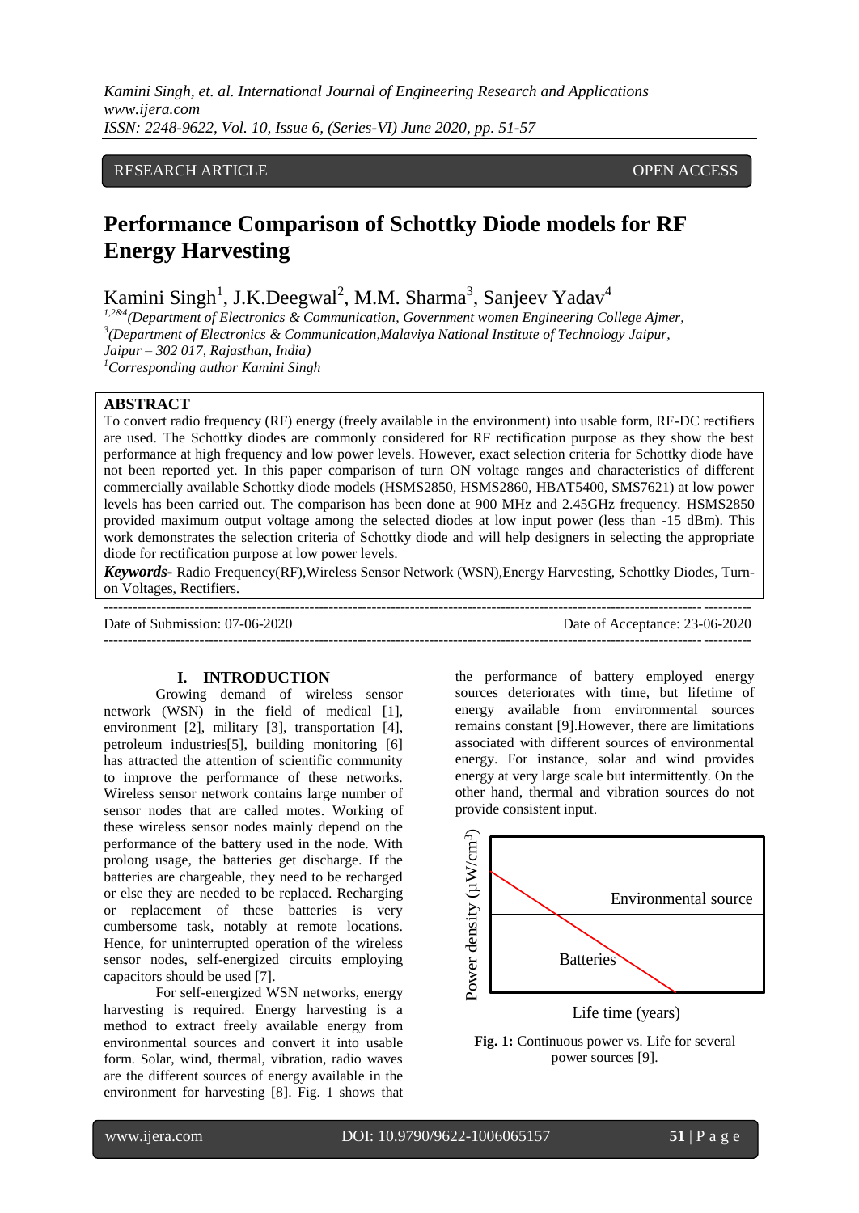RESEARCH ARTICLE OPEN ACCESS

# Performance Comparison of Schottky Diode models for RF Energy Harvesting

Kamini Singh[1], J.K.Deegwal[2], M.M. Sharma[3], Sanjeev Yadav[4]

[1,2&4](Department of Electronics & Communication, Government women Engineering College Ajmer,
[3](Department of Electronics & Communication,Malaviya National Institute of Technology Jaipur, Jaipur – 302 017, Rajasthan, India)
[1]Corresponding author Kamini Singh

## ABSTRACT

To convert radio frequency (RF) energy (freely available in the environment) into usable form, RF-DC rectifiers are used. The Schottky diodes are commonly considered for RF rectification purpose as they show the best performance at high frequency and low power levels. However, exact selection criteria for Schottky diode have not been reported yet. In this paper comparison of turn ON voltage ranges and characteristics of different commercially available Schottky diode models (HSMS2850, HSMS2860, HBAT5400, SMS7621) at low power levels has been carried out. The comparison has been done at 900 MHz and 2.45GHz frequency. HSMS2850 provided maximum output voltage among the selected diodes at low input power (less than -15 dBm). This work demonstrates the selection criteria of Schottky diode and will help designers in selecting the appropriate diode for rectification purpose at low power levels.

***Keywords-*** Radio Frequency(RF),Wireless Sensor Network (WSN),Energy Harvesting, Schottky Diodes, Turn-on Voltages, Rectifiers.

---

Date of Submission: 07-06-2020 Date of Acceptance: 23-06-2020

---

## I. INTRODUCTION

Growing demand of wireless sensor network (WSN) in the field of medical [1], environment [2], military [3], transportation [4], petroleum industries[5], building monitoring [6] has attracted the attention of scientific community to improve the performance of these networks. Wireless sensor network contains large number of sensor nodes that are called motes. Working of these wireless sensor nodes mainly depend on the performance of the battery used in the node. With prolong usage, the batteries get discharge. If the batteries are chargeable, they need to be recharged or else they are needed to be replaced. Recharging or replacement of these batteries is very cumbersome task, notably at remote locations. Hence, for uninterrupted operation of the wireless sensor nodes, self-energized circuits employing capacitors should be used [7].

For self-energized WSN networks, energy harvesting is required. Energy harvesting is a method to extract freely available energy from environmental sources and convert it into usable form. Solar, wind, thermal, vibration, radio waves are the different sources of energy available in the environment for harvesting [8]. Fig. 1 shows that the performance of battery employed energy sources deteriorates with time, but lifetime of energy available from environmental sources remains constant [9].However, there are limitations associated with different sources of environmental energy. For instance, solar and wind provides energy at very large scale but intermittently. On the other hand, thermal and vibration sources do not provide consistent input.

Power density (μW/cm³)

Environmental source

Batteries

Life time (years)

**Fig. 1:** Continuous power vs. Life for several power sources [9].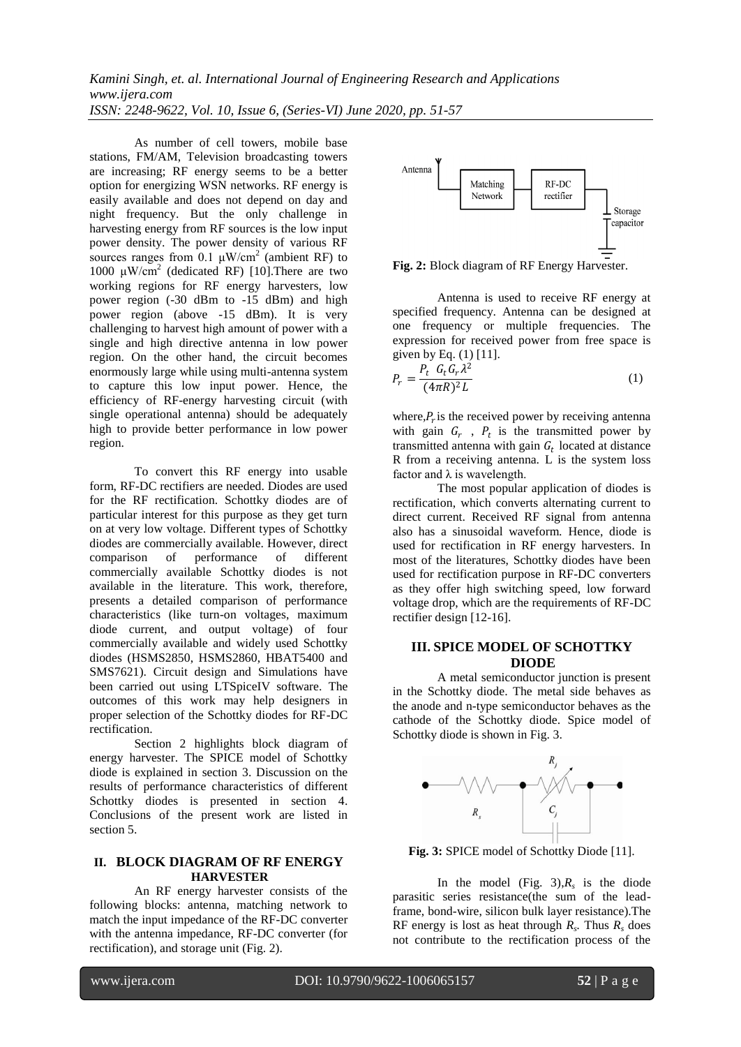As number of cell towers, mobile base stations, FM/AM, Television broadcasting towers are increasing; RF energy seems to be a better option for energizing WSN networks. RF energy is easily available and does not depend on day and night frequency. But the only challenge in harvesting energy from RF sources is the low input power density. The power density of various RF sources ranges from 0.1 µW/cm$^2$ (ambient RF) to 1000 µW/cm$^2$ (dedicated RF) [10].There are two working regions for RF energy harvesters, low power region (-30 dBm to -15 dBm) and high power region (above -15 dBm). It is very challenging to harvest high amount of power with a single and high directive antenna in low power region. On the other hand, the circuit becomes enormously large while using multi-antenna system to capture this low input power. Hence, the efficiency of RF-energy harvesting circuit (with single operational antenna) should be adequately high to provide better performance in low power region.

To convert this RF energy into usable form, RF-DC rectifiers are needed. Diodes are used for the RF rectification. Schottky diodes are of particular interest for this purpose as they get turn on at very low voltage. Different types of Schottky diodes are commercially available. However, direct comparison of performance of different commercially available Schottky diodes is not available in the literature. This work, therefore, presents a detailed comparison of performance characteristics (like turn-on voltages, maximum diode current, and output voltage) of four commercially available and widely used Schottky diodes (HSMS2850, HSMS2860, HBAT5400 and SMS7621). Circuit design and Simulations have been carried out using LTSpiceIV software. The outcomes of this work may help designers in proper selection of the Schottky diodes for RF-DC rectification.

Section 2 highlights block diagram of energy harvester. The SPICE model of Schottky diode is explained in section 3. Discussion on the results of performance characteristics of different Schottky diodes is presented in section 4. Conclusions of the present work are listed in section 5.

## II. BLOCK DIAGRAM OF RF ENERGY HARVESTER

An RF energy harvester consists of the following blocks: antenna, matching network to match the input impedance of the RF-DC converter with the antenna impedance, RF-DC converter (for rectification), and storage unit (Fig. 2).

**Fig. 2:** Block diagram of RF Energy Harvester.

Antenna is used to receive RF energy at specified frequency. Antenna can be designed at one frequency or multiple frequencies. The expression for received power from free space is given by Eq. (1) [11].

$$P_r = \frac{P_t \; G_t G_r \lambda^2}{(4\pi R)^2 L} \tag{1}$$

where, $P_r$ is the received power by receiving antenna with gain $G_r$ , $P_t$ is the transmitted power by transmitted antenna with gain $G_t$ located at distance R from a receiving antenna. L is the system loss factor and λ is wavelength.

The most popular application of diodes is rectification, which converts alternating current to direct current. Received RF signal from antenna also has a sinusoidal waveform. Hence, diode is used for rectification in RF energy harvesters. In most of the literatures, Schottky diodes have been used for rectification purpose in RF-DC converters as they offer high switching speed, low forward voltage drop, which are the requirements of RF-DC rectifier design [12-16].

## III. SPICE MODEL OF SCHOTTKY DIODE

A metal semiconductor junction is present in the Schottky diode. The metal side behaves as the anode and n-type semiconductor behaves as the cathode of the Schottky diode. Spice model of Schottky diode is shown in Fig. 3.

**Fig. 3:** SPICE model of Schottky Diode [11].

In the model (Fig. 3), $R_s$ is the diode parasitic series resistance(the sum of the lead-frame, bond-wire, silicon bulk layer resistance).The RF energy is lost as heat through $R_s$. Thus $R_s$ does not contribute to the rectification process of the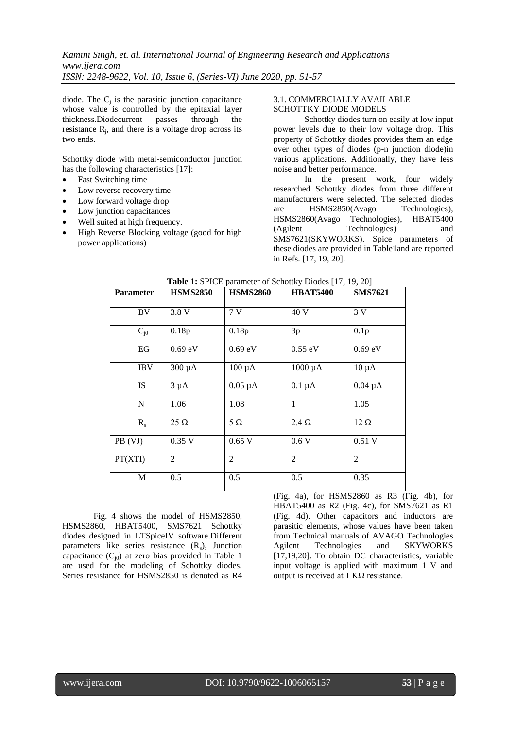diode. The $C_j$ is the parasitic junction capacitance whose value is controlled by the epitaxial layer thickness.Diodecurrent passes through the resistance $R_j$, and there is a voltage drop across its two ends.

Schottky diode with metal-semiconductor junction has the following characteristics [17]:

- Fast Switching time
- Low reverse recovery time
- Low forward voltage drop
- Low junction capacitances
- Well suited at high frequency.
- High Reverse Blocking voltage (good for high power applications)

### 3.1. COMMERCIALLY AVAILABLE SCHOTTKY DIODE MODELS

Schottky diodes turn on easily at low input power levels due to their low voltage drop. This property of Schottky diodes provides them an edge over other types of diodes (p-n junction diode)in various applications. Additionally, they have less noise and better performance.

In the present work, four widely researched Schottky diodes from three different manufacturers were selected. The selected diodes are HSMS2850(Avago Technologies), HSMS2860(Avago Technologies), HBAT5400 (Agilent Technologies) and SMS7621(SKYWORKS). Spice parameters of these diodes are provided in Table1and are reported in Refs. [17, 19, 20].

**Table 1:** SPICE parameter of Schottky Diodes [17, 19, 20]

| Parameter | HSMS2850 | HSMS2860 | HBAT5400 | SMS7621 |
|---|---|---|---|---|
| BV | 3.8 V | 7 V | 40 V | 3 V |
| $C_{j0}$ | 0.18p | 0.18p | 3p | 0.1p |
| EG | 0.69 eV | 0.69 eV | 0.55 eV | 0.69 eV |
| IBV | 300 µA | 100 µA | 1000 µA | 10 µA |
| IS | 3 µA | 0.05 µA | 0.1 µA | 0.04 µA |
| N | 1.06 | 1.08 | 1 | 1.05 |
| $R_s$ | 25 Ω | 5 Ω | 2.4 Ω | 12 Ω |
| PB (VJ) | 0.35 V | 0.65 V | 0.6 V | 0.51 V |
| PT(XTI) | 2 | 2 | 2 | 2 |
| M | 0.5 | 0.5 | 0.5 | 0.35 |

Fig. 4 shows the model of HSMS2850, HSMS2860, HBAT5400, SMS7621 Schottky diodes designed in LTSpiceIV software.Different parameters like series resistance ($R_s$), Junction capacitance ($C_{j0}$) at zero bias provided in Table 1 are used for the modeling of Schottky diodes. Series resistance for HSMS2850 is denoted as R4 (Fig. 4a), for HSMS2860 as R3 (Fig. 4b), for HBAT5400 as R2 (Fig. 4c), for SMS7621 as R1 (Fig. 4d). Other capacitors and inductors are parasitic elements, whose values have been taken from Technical manuals of AVAGO Technologies Agilent Technologies and SKYWORKS [17,19,20]. To obtain DC characteristics, variable input voltage is applied with maximum 1 V and output is received at 1 KΩ resistance.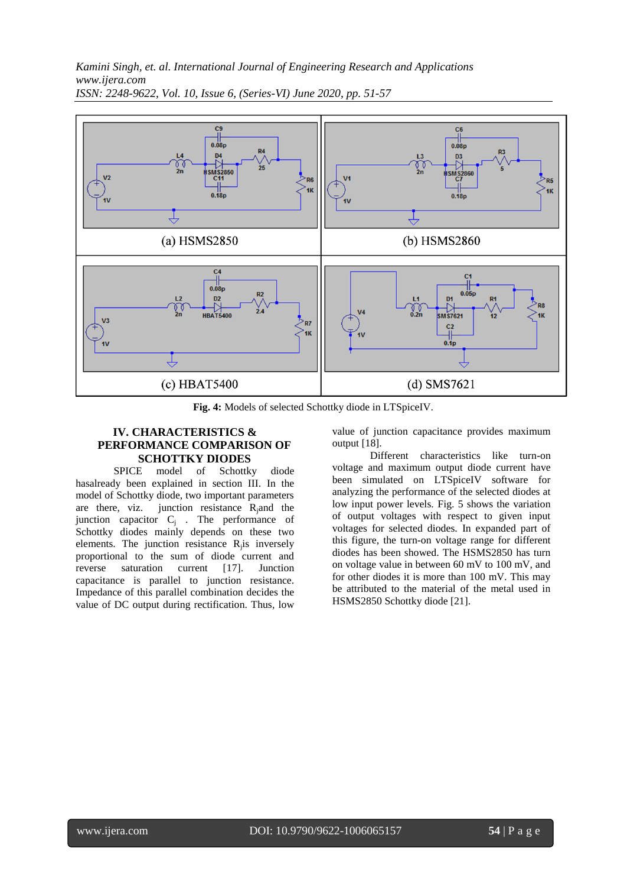(a) HSMS2850

(b) HSMS2860

(c) HBAT5400

(d) SMS7621

**Fig. 4:** Models of selected Schottky diode in LTSpiceIV.

## IV. CHARACTERISTICS & PERFORMANCE COMPARISON OF SCHOTTKY DIODES

SPICE model of Schottky diode hasalready been explained in section III. In the model of Schottky diode, two important parameters are there, viz. junction resistance $R_j$and the junction capacitor $C_j$ . The performance of Schottky diodes mainly depends on these two elements. The junction resistance $R_j$is inversely proportional to the sum of diode current and reverse saturation current [17]. Junction capacitance is parallel to junction resistance. Impedance of this parallel combination decides the value of DC output during rectification. Thus, low value of junction capacitance provides maximum output [18].

Different characteristics like turn-on voltage and maximum output diode current have been simulated on LTSpiceIV software for analyzing the performance of the selected diodes at low input power levels. Fig. 5 shows the variation of output voltages with respect to given input voltages for selected diodes. In expanded part of this figure, the turn-on voltage range for different diodes has been showed. The HSMS2850 has turn on voltage value in between 60 mV to 100 mV, and for other diodes it is more than 100 mV. This may be attributed to the material of the metal used in HSMS2850 Schottky diode [21].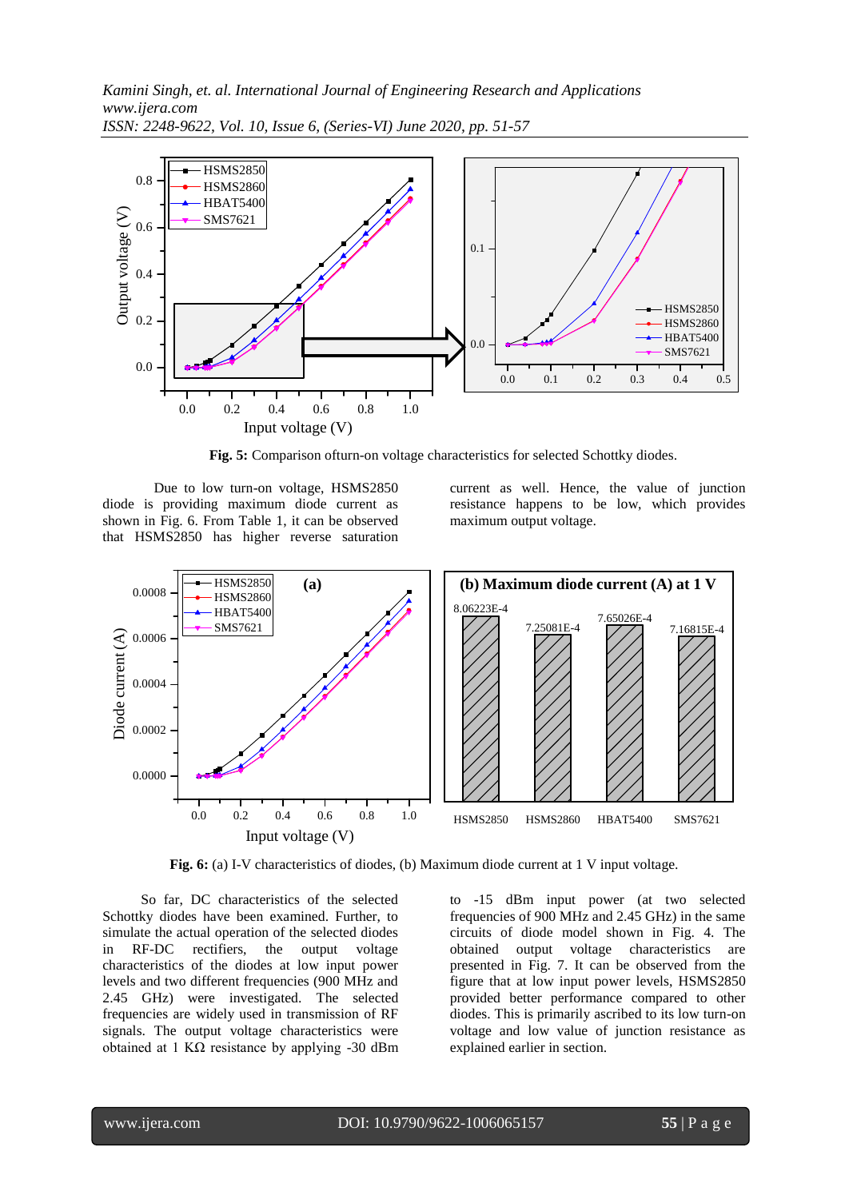**Fig. 5:** Comparison ofturn-on voltage characteristics for selected Schottky diodes.

Due to low turn-on voltage, HSMS2850 diode is providing maximum diode current as shown in Fig. 6. From Table 1, it can be observed that HSMS2850 has higher reverse saturation current as well. Hence, the value of junction resistance happens to be low, which provides maximum output voltage.

**Fig. 6:** (a) I-V characteristics of diodes, (b) Maximum diode current at 1 V input voltage.

So far, DC characteristics of the selected Schottky diodes have been examined. Further, to simulate the actual operation of the selected diodes in RF-DC rectifiers, the output voltage characteristics of the diodes at low input power levels and two different frequencies (900 MHz and 2.45 GHz) were investigated. The selected frequencies are widely used in transmission of RF signals. The output voltage characteristics were obtained at 1 KΩ resistance by applying -30 dBm to -15 dBm input power (at two selected frequencies of 900 MHz and 2.45 GHz) in the same circuits of diode model shown in Fig. 4. The obtained output voltage characteristics are presented in Fig. 7. It can be observed from the figure that at low input power levels, HSMS2850 provided better performance compared to other diodes. This is primarily ascribed to its low turn-on voltage and low value of junction resistance as explained earlier in section.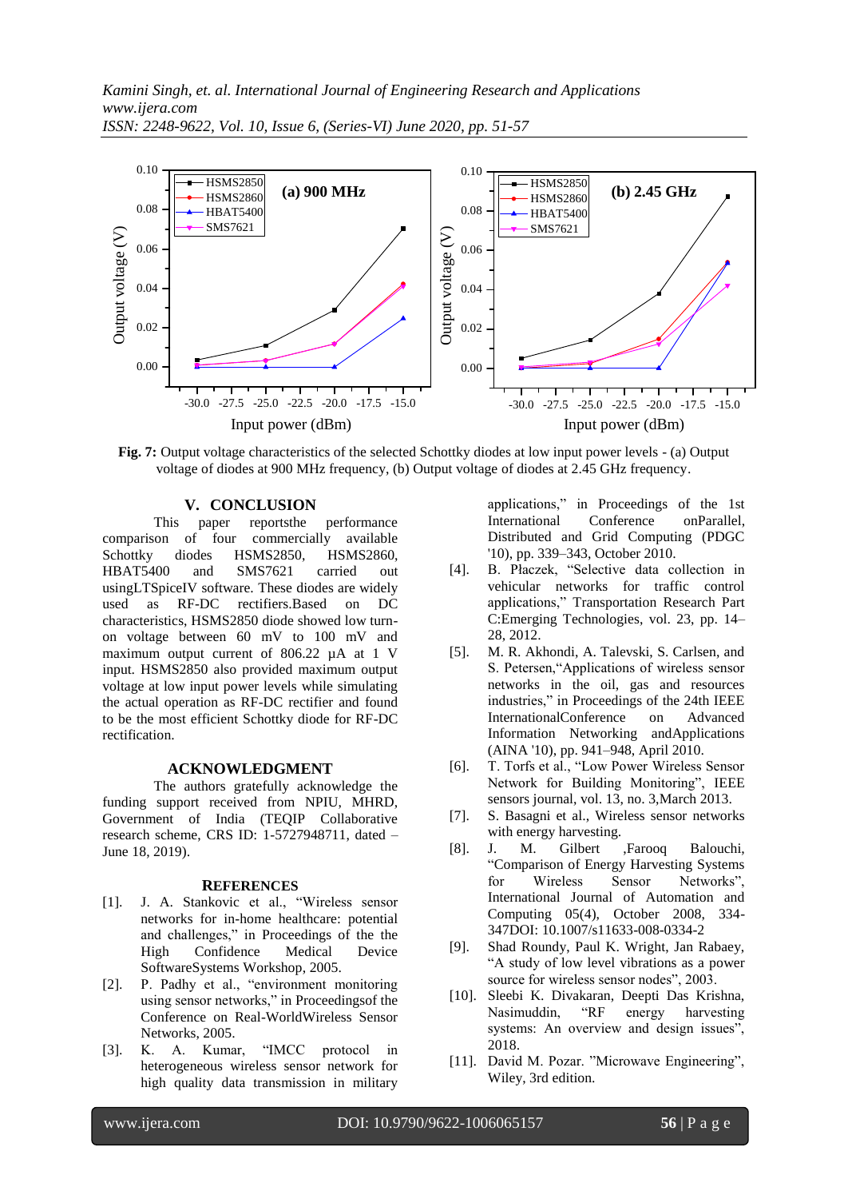**Fig. 7:** Output voltage characteristics of the selected Schottky diodes at low input power levels - (a) Output voltage of diodes at 900 MHz frequency, (b) Output voltage of diodes at 2.45 GHz frequency.

## V. CONCLUSION

This paper reportsthe performance comparison of four commercially available Schottky diodes HSMS2850, HSMS2860, HBAT5400 and SMS7621 carried out usingLTSpiceIV software. These diodes are widely used as RF-DC rectifiers.Based on DC characteristics, HSMS2850 diode showed low turn-on voltage between 60 mV to 100 mV and maximum output current of 806.22 µA at 1 V input. HSMS2850 also provided maximum output voltage at low input power levels while simulating the actual operation as RF-DC rectifier and found to be the most efficient Schottky diode for RF-DC rectification.

## ACKNOWLEDGMENT

The authors gratefully acknowledge the funding support received from NPIU, MHRD, Government of India (TEQIP Collaborative research scheme, CRS ID: 1-5727948711, dated – June 18, 2019).

## REFERENCES

[1]. J. A. Stankovic et al., "Wireless sensor networks for in-home healthcare: potential and challenges," in Proceedings of the the High Confidence Medical Device SoftwareSystems Workshop, 2005.

[2]. P. Padhy et al., "environment monitoring using sensor networks," in Proceedingsof the Conference on Real-WorldWireless Sensor Networks, 2005.

[3]. K. A. Kumar, "IMCC protocol in heterogeneous wireless sensor network for high quality data transmission in military applications," in Proceedings of the 1st International Conference onParallel, Distributed and Grid Computing (PDGC '10), pp. 339–343, October 2010.

[4]. B. Płaczek, "Selective data collection in vehicular networks for traffic control applications," Transportation Research Part C:Emerging Technologies, vol. 23, pp. 14–28, 2012.

[5]. M. R. Akhondi, A. Talevski, S. Carlsen, and S. Petersen,"Applications of wireless sensor networks in the oil, gas and resources industries," in Proceedings of the 24th IEEE InternationalConference on Advanced Information Networking andApplications (AINA '10), pp. 941–948, April 2010.

[6]. T. Torfs et al., "Low Power Wireless Sensor Network for Building Monitoring", IEEE sensors journal, vol. 13, no. 3,March 2013.

[7]. S. Basagni et al., Wireless sensor networks with energy harvesting.

[8]. J. M. Gilbert ,Farooq Balouchi, "Comparison of Energy Harvesting Systems for Wireless Sensor Networks", International Journal of Automation and Computing 05(4), October 2008, 334-347DOI: 10.1007/s11633-008-0334-2

[9]. Shad Roundy, Paul K. Wright, Jan Rabaey, "A study of low level vibrations as a power source for wireless sensor nodes", 2003.

[10]. Sleebi K. Divakaran, Deepti Das Krishna, Nasimuddin, "RF energy harvesting systems: An overview and design issues", 2018.

[11]. David M. Pozar. "Microwave Engineering", Wiley, 3rd edition.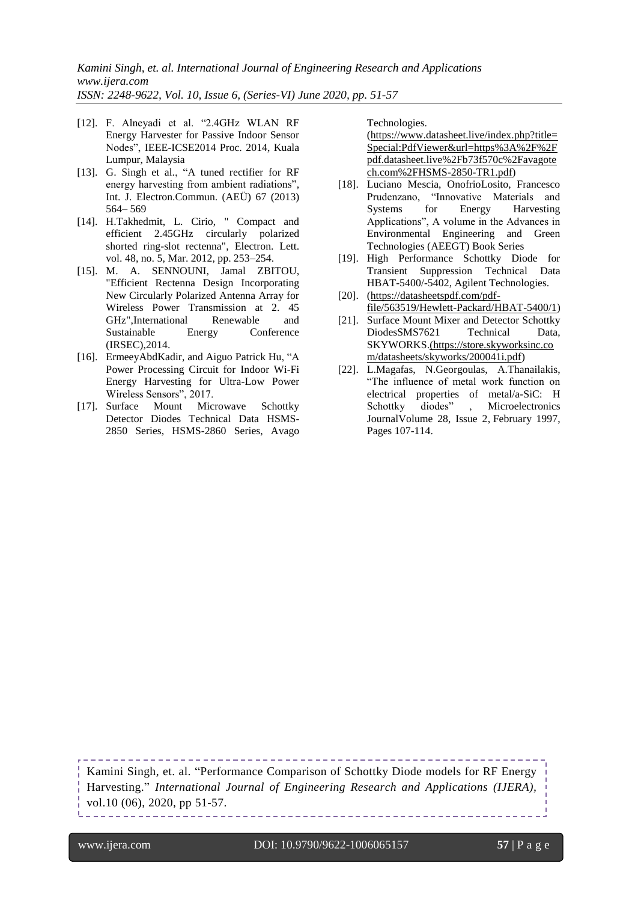[12]. F. Alneyadi et al. "2.4GHz WLAN RF Energy Harvester for Passive Indoor Sensor Nodes", IEEE-ICSE2014 Proc. 2014, Kuala Lumpur, Malaysia

[13]. G. Singh et al., "A tuned rectifier for RF energy harvesting from ambient radiations", Int. J. Electron.Commun. (AEÜ) 67 (2013) 564– 569

[14]. H.Takhedmit, L. Cirio, " Compact and efficient 2.45GHz circularly polarized shorted ring-slot rectenna", Electron. Lett. vol. 48, no. 5, Mar. 2012, pp. 253–254.

[15]. M. A. SENNOUNI, Jamal ZBITOU, "Efficient Rectenna Design Incorporating New Circularly Polarized Antenna Array for Wireless Power Transmission at 2. 45 GHz",International Renewable and Sustainable Energy Conference (IRSEC),2014.

[16]. ErmeeyAbdKadir, and Aiguo Patrick Hu, "A Power Processing Circuit for Indoor Wi-Fi Energy Harvesting for Ultra-Low Power Wireless Sensors", 2017.

[17]. Surface Mount Microwave Schottky Detector Diodes Technical Data HSMS-2850 Series, HSMS-2860 Series, Avago Technologies. (https://www.datasheet.live/index.php?title=Special:PdfViewer&url=https%3A%2F%2Fpdf.datasheet.live%2Fb73f570c%2Favagotech.com%2FHSMS-2850-TR1.pdf)

[18]. Luciano Mescia, OnofrioLosito, Francesco Prudenzano, "Innovative Materials and Systems for Energy Harvesting Applications", A volume in the Advances in Environmental Engineering and Green Technologies (AEEGT) Book Series

[19]. High Performance Schottky Diode for Transient Suppression Technical Data HBAT-5400/-5402, Agilent Technologies.

[20]. (https://datasheetspdf.com/pdf-file/563519/Hewlett-Packard/HBAT-5400/1)

[21]. Surface Mount Mixer and Detector Schottky DiodesSMS7621 Technical Data, SKYWORKS.(https://store.skyworksinc.com/datasheets/skyworks/200041i.pdf)

[22]. L.Magafas, N.Georgoulas, A.Thanailakis, "The influence of metal work function on electrical properties of metal/a-SiC: H Schottky diodes" , Microelectronics JournalVolume 28, Issue 2, February 1997, Pages 107-114.

Kamini Singh, et. al. "Performance Comparison of Schottky Diode models for RF Energy Harvesting." *International Journal of Engineering Research and Applications (IJERA)*, vol.10 (06), 2020, pp 51-57.